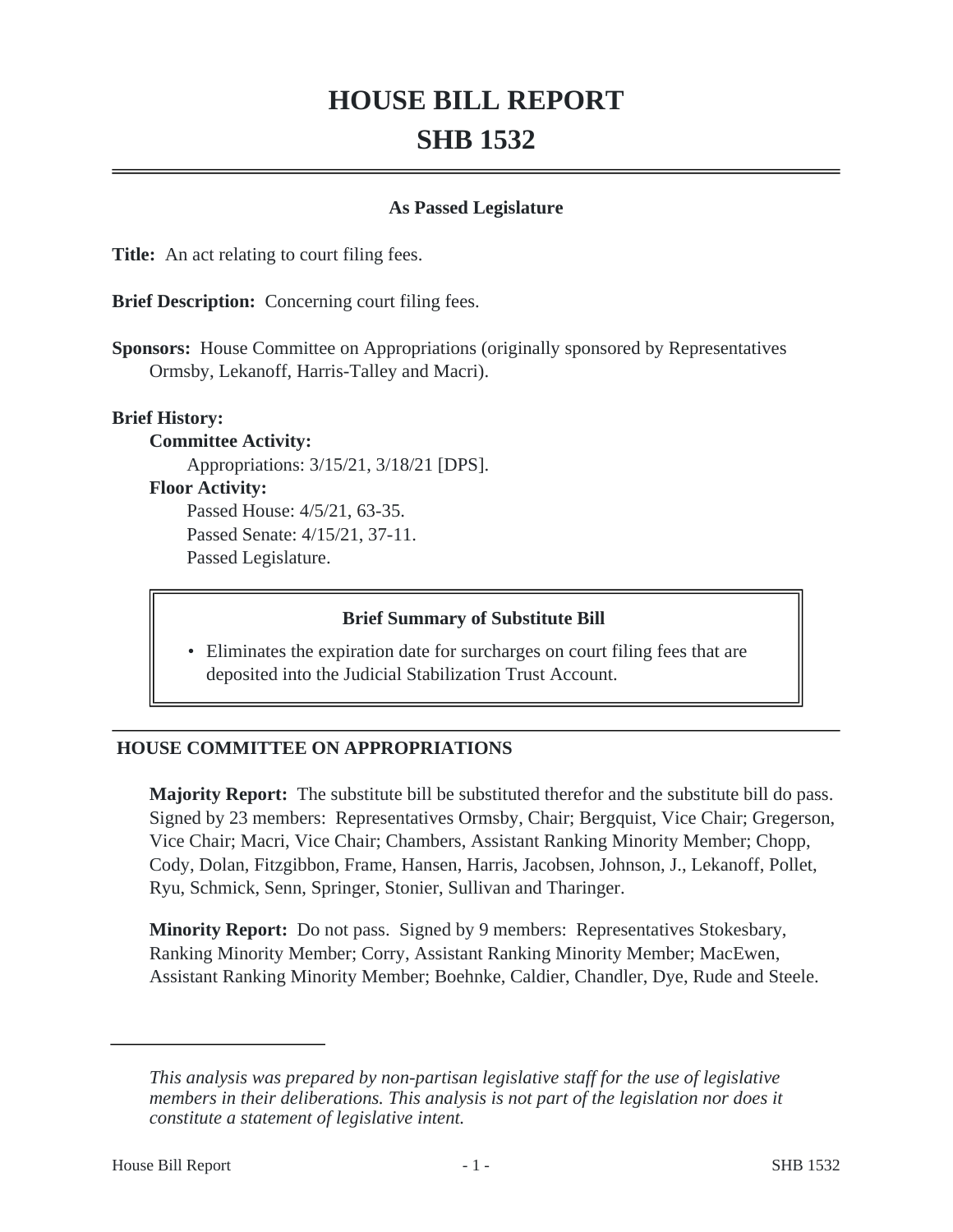# HOUSE BILL REPORT
# SHB 1532

**As Passed Legislature**

**Title:** An act relating to court filing fees.

**Brief Description:** Concerning court filing fees.

**Sponsors:** House Committee on Appropriations (originally sponsored by Representatives Ormsby, Lekanoff, Harris-Talley and Macri).

**Brief History:**

**Committee Activity:**

Appropriations: 3/15/21, 3/18/21 [DPS].

**Floor Activity:**

Passed House: 4/5/21, 63-35.

Passed Senate: 4/15/21, 37-11.

Passed Legislature.

**Brief Summary of Substitute Bill**

- Eliminates the expiration date for surcharges on court filing fees that are deposited into the Judicial Stabilization Trust Account.

## HOUSE COMMITTEE ON APPROPRIATIONS

**Majority Report:** The substitute bill be substituted therefor and the substitute bill do pass. Signed by 23 members: Representatives Ormsby, Chair; Bergquist, Vice Chair; Gregerson, Vice Chair; Macri, Vice Chair; Chambers, Assistant Ranking Minority Member; Chopp, Cody, Dolan, Fitzgibbon, Frame, Hansen, Harris, Jacobsen, Johnson, J., Lekanoff, Pollet, Ryu, Schmick, Senn, Springer, Stonier, Sullivan and Tharinger.

**Minority Report:** Do not pass. Signed by 9 members: Representatives Stokesbary, Ranking Minority Member; Corry, Assistant Ranking Minority Member; MacEwen, Assistant Ranking Minority Member; Boehnke, Caldier, Chandler, Dye, Rude and Steele.

---

*This analysis was prepared by non-partisan legislative staff for the use of legislative members in their deliberations. This analysis is not part of the legislation nor does it constitute a statement of legislative intent.*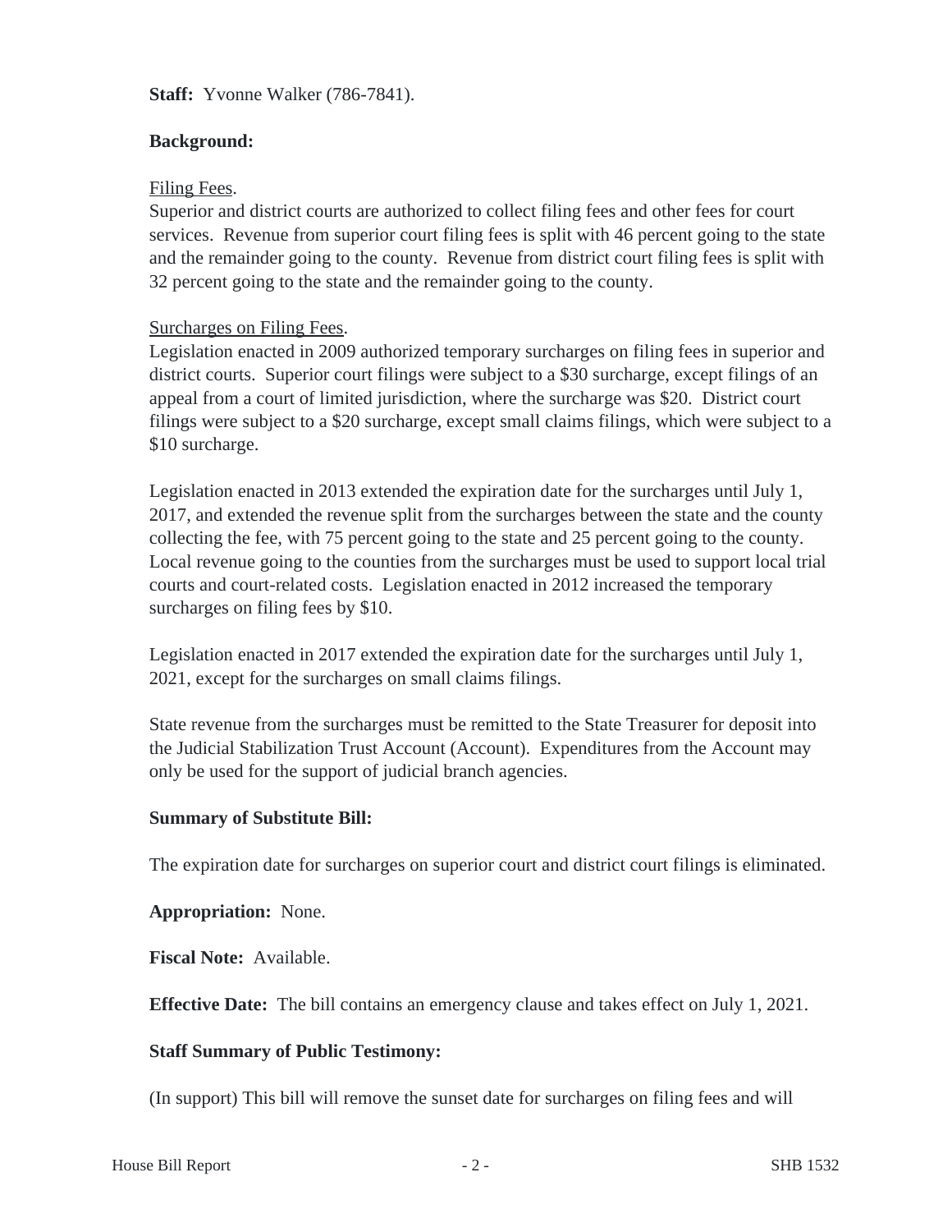**Staff:** Yvonne Walker (786-7841).

**Background:**

Filing Fees.
Superior and district courts are authorized to collect filing fees and other fees for court services. Revenue from superior court filing fees is split with 46 percent going to the state and the remainder going to the county. Revenue from district court filing fees is split with 32 percent going to the state and the remainder going to the county.

Surcharges on Filing Fees.
Legislation enacted in 2009 authorized temporary surcharges on filing fees in superior and district courts. Superior court filings were subject to a $30 surcharge, except filings of an appeal from a court of limited jurisdiction, where the surcharge was $20. District court filings were subject to a $20 surcharge, except small claims filings, which were subject to a $10 surcharge.

Legislation enacted in 2013 extended the expiration date for the surcharges until July 1, 2017, and extended the revenue split from the surcharges between the state and the county collecting the fee, with 75 percent going to the state and 25 percent going to the county. Local revenue going to the counties from the surcharges must be used to support local trial courts and court-related costs. Legislation enacted in 2012 increased the temporary surcharges on filing fees by $10.

Legislation enacted in 2017 extended the expiration date for the surcharges until July 1, 2021, except for the surcharges on small claims filings.

State revenue from the surcharges must be remitted to the State Treasurer for deposit into the Judicial Stabilization Trust Account (Account). Expenditures from the Account may only be used for the support of judicial branch agencies.

**Summary of Substitute Bill:**

The expiration date for surcharges on superior court and district court filings is eliminated.

**Appropriation:** None.

**Fiscal Note:** Available.

**Effective Date:** The bill contains an emergency clause and takes effect on July 1, 2021.

**Staff Summary of Public Testimony:**

(In support) This bill will remove the sunset date for surcharges on filing fees and will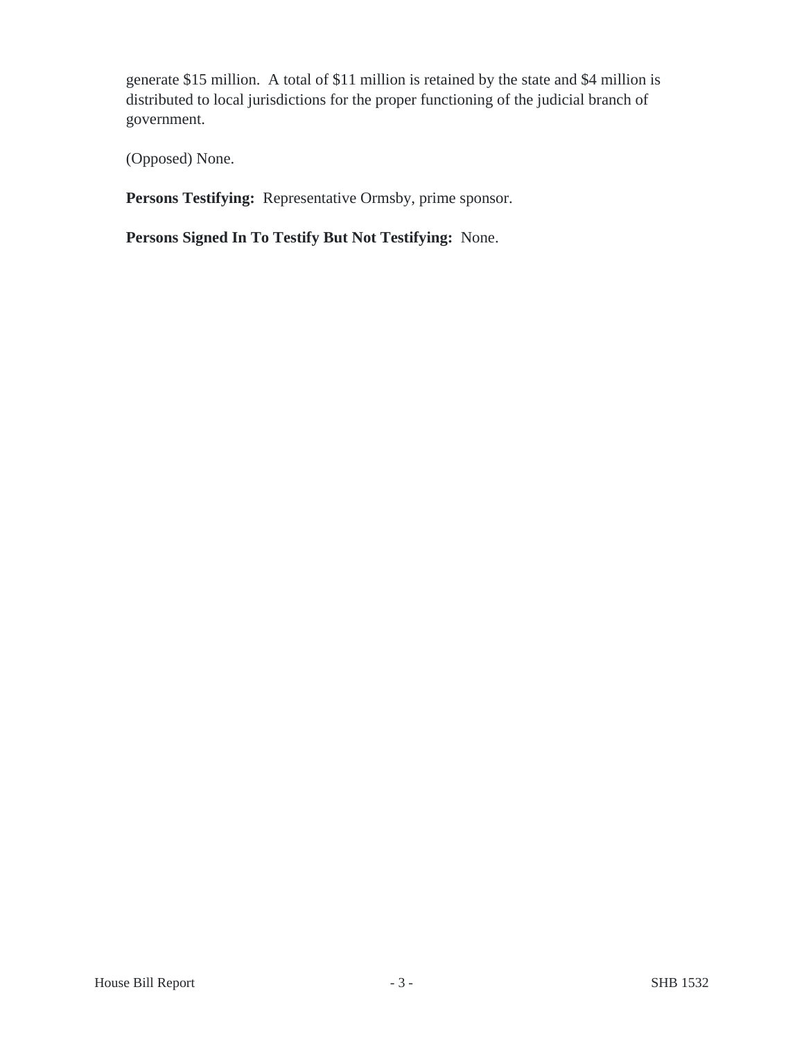generate $15 million. A total of $11 million is retained by the state and $4 million is distributed to local jurisdictions for the proper functioning of the judicial branch of government.

(Opposed) None.

**Persons Testifying:** Representative Ormsby, prime sponsor.

**Persons Signed In To Testify But Not Testifying:** None.